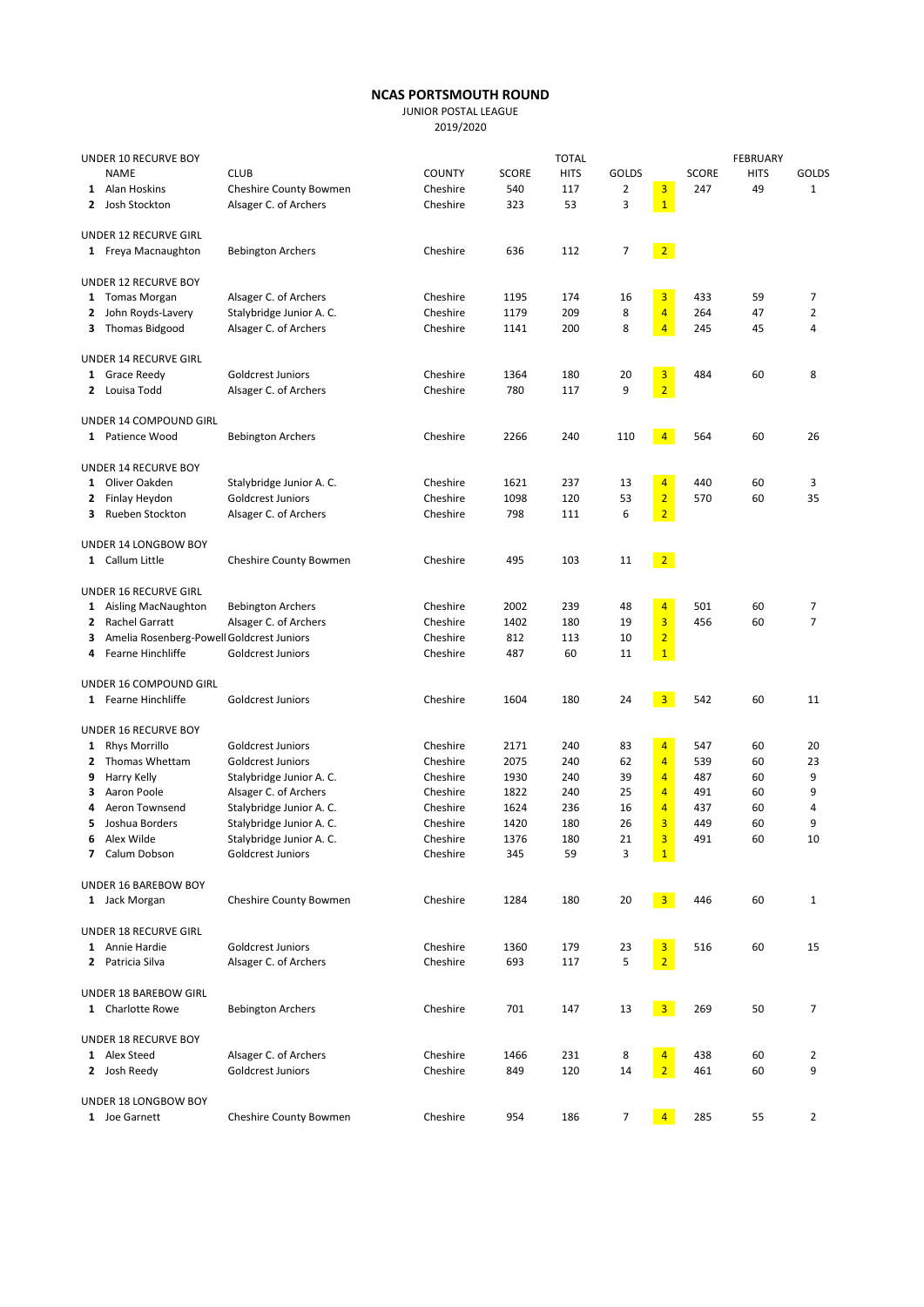## NCAS PORTSMOUTH ROUND

JUNIOR POSTAL LEAGUE

2019/2020

| | NAME | CLUB | COUNTY | TOTAL SCORE | TOTAL HITS | TOTAL GOLDS | | FEBRUARY SCORE | FEBRUARY HITS | FEBRUARY GOLDS |
|---|---|---|---|---|---|---|---|---|---|---|
| | **UNDER 10 RECURVE BOY** | | | | | | | | | |
| 1 | Alan Hoskins | Cheshire County Bowmen | Cheshire | 540 | 117 | 2 | 3 | 247 | 49 | 1 |
| 2 | Josh Stockton | Alsager C. of Archers | Cheshire | 323 | 53 | 3 | 1 | | | |
| | **UNDER 12 RECURVE GIRL** | | | | | | | | | |
| 1 | Freya Macnaughton | Bebington Archers | Cheshire | 636 | 112 | 7 | 2 | | | |
| | **UNDER 12 RECURVE BOY** | | | | | | | | | |
| 1 | Tomas Morgan | Alsager C. of Archers | Cheshire | 1195 | 174 | 16 | 3 | 433 | 59 | 7 |
| 2 | John Royds-Lavery | Stalybridge Junior A. C. | Cheshire | 1179 | 209 | 8 | 4 | 264 | 47 | 2 |
| 3 | Thomas Bidgood | Alsager C. of Archers | Cheshire | 1141 | 200 | 8 | 4 | 245 | 45 | 4 |
| | **UNDER 14 RECURVE GIRL** | | | | | | | | | |
| 1 | Grace Reedy | Goldcrest Juniors | Cheshire | 1364 | 180 | 20 | 3 | 484 | 60 | 8 |
| 2 | Louisa Todd | Alsager C. of Archers | Cheshire | 780 | 117 | 9 | 2 | | | |
| | **UNDER 14 COMPOUND GIRL** | | | | | | | | | |
| 1 | Patience Wood | Bebington Archers | Cheshire | 2266 | 240 | 110 | 4 | 564 | 60 | 26 |
| | **UNDER 14 RECURVE BOY** | | | | | | | | | |
| 1 | Oliver Oakden | Stalybridge Junior A. C. | Cheshire | 1621 | 237 | 13 | 4 | 440 | 60 | 3 |
| 2 | Finlay Heydon | Goldcrest Juniors | Cheshire | 1098 | 120 | 53 | 2 | 570 | 60 | 35 |
| 3 | Rueben Stockton | Alsager C. of Archers | Cheshire | 798 | 111 | 6 | 2 | | | |
| | **UNDER 14 LONGBOW BOY** | | | | | | | | | |
| 1 | Callum Little | Cheshire County Bowmen | Cheshire | 495 | 103 | 11 | 2 | | | |
| | **UNDER 16 RECURVE GIRL** | | | | | | | | | |
| 1 | Aisling MacNaughton | Bebington Archers | Cheshire | 2002 | 239 | 48 | 4 | 501 | 60 | 7 |
| 2 | Rachel Garratt | Alsager C. of Archers | Cheshire | 1402 | 180 | 19 | 3 | 456 | 60 | 7 |
| 3 | Amelia Rosenberg-Powell | Goldcrest Juniors | Cheshire | 812 | 113 | 10 | 2 | | | |
| 4 | Fearne Hinchliffe | Goldcrest Juniors | Cheshire | 487 | 60 | 11 | 1 | | | |
| | **UNDER 16 COMPOUND GIRL** | | | | | | | | | |
| 1 | Fearne Hinchliffe | Goldcrest Juniors | Cheshire | 1604 | 180 | 24 | 3 | 542 | 60 | 11 |
| | **UNDER 16 RECURVE BOY** | | | | | | | | | |
| 1 | Rhys Morrillo | Goldcrest Juniors | Cheshire | 2171 | 240 | 83 | 4 | 547 | 60 | 20 |
| 2 | Thomas Whettam | Goldcrest Juniors | Cheshire | 2075 | 240 | 62 | 4 | 539 | 60 | 23 |
| 9 | Harry Kelly | Stalybridge Junior A. C. | Cheshire | 1930 | 240 | 39 | 4 | 487 | 60 | 9 |
| 3 | Aaron Poole | Alsager C. of Archers | Cheshire | 1822 | 240 | 25 | 4 | 491 | 60 | 9 |
| 4 | Aeron Townsend | Stalybridge Junior A. C. | Cheshire | 1624 | 236 | 16 | 4 | 437 | 60 | 4 |
| 5 | Joshua Borders | Stalybridge Junior A. C. | Cheshire | 1420 | 180 | 26 | 3 | 449 | 60 | 9 |
| 6 | Alex Wilde | Stalybridge Junior A. C. | Cheshire | 1376 | 180 | 21 | 3 | 491 | 60 | 10 |
| 7 | Calum Dobson | Goldcrest Juniors | Cheshire | 345 | 59 | 3 | 1 | | | |
| | **UNDER 16 BAREBOW BOY** | | | | | | | | | |
| 1 | Jack Morgan | Cheshire County Bowmen | Cheshire | 1284 | 180 | 20 | 3 | 446 | 60 | 1 |
| | **UNDER 18 RECURVE GIRL** | | | | | | | | | |
| 1 | Annie Hardie | Goldcrest Juniors | Cheshire | 1360 | 179 | 23 | 3 | 516 | 60 | 15 |
| 2 | Patricia Silva | Alsager C. of Archers | Cheshire | 693 | 117 | 5 | 2 | | | |
| | **UNDER 18 BAREBOW GIRL** | | | | | | | | | |
| 1 | Charlotte Rowe | Bebington Archers | Cheshire | 701 | 147 | 13 | 3 | 269 | 50 | 7 |
| | **UNDER 18 RECURVE BOY** | | | | | | | | | |
| 1 | Alex Steed | Alsager C. of Archers | Cheshire | 1466 | 231 | 8 | 4 | 438 | 60 | 2 |
| 2 | Josh Reedy | Goldcrest Juniors | Cheshire | 849 | 120 | 14 | 2 | 461 | 60 | 9 |
| | **UNDER 18 LONGBOW BOY** | | | | | | | | | |
| 1 | Joe Garnett | Cheshire County Bowmen | Cheshire | 954 | 186 | 7 | 4 | 285 | 55 | 2 |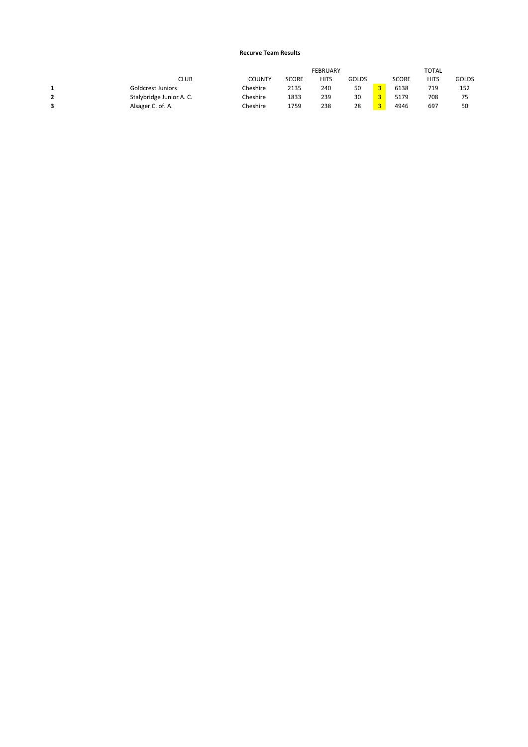**Recurve Team Results**

| | | | FEBRUARY | | | | TOTAL | | |
|---|---|---|---|---|---|---|---|---|---|
| | CLUB | COUNTY | SCORE | HITS | GOLDS | | SCORE | HITS | GOLDS |
| **1** | Goldcrest Juniors | Cheshire | 2135 | 240 | 50 | 3 | 6138 | 719 | 152 |
| **2** | Stalybridge Junior A. C. | Cheshire | 1833 | 239 | 30 | 3 | 5179 | 708 | 75 |
| **3** | Alsager C. of. A. | Cheshire | 1759 | 238 | 28 | 3 | 4946 | 697 | 50 |